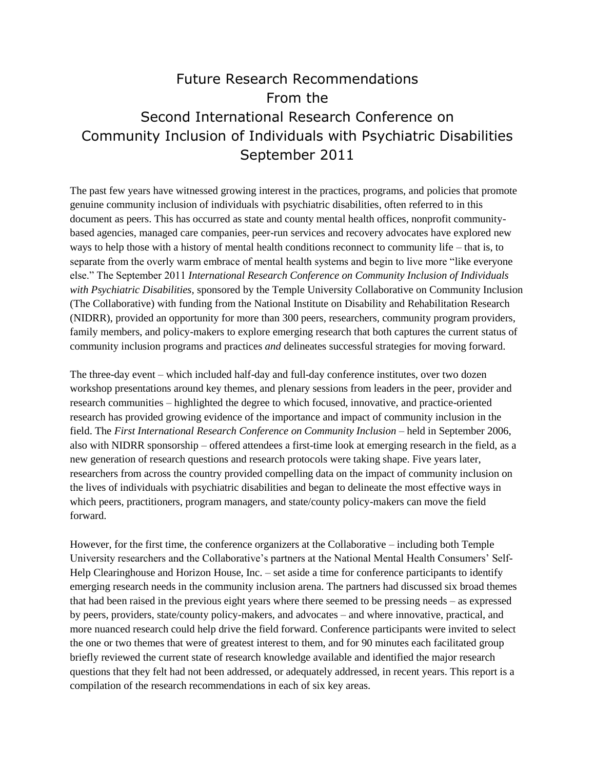# Future Research Recommendations From the Second International Research Conference on Community Inclusion of Individuals with Psychiatric Disabilities September 2011

The past few years have witnessed growing interest in the practices, programs, and policies that promote genuine community inclusion of individuals with psychiatric disabilities, often referred to in this document as peers. This has occurred as state and county mental health offices, nonprofit community-based agencies, managed care companies, peer-run services and recovery advocates have explored new ways to help those with a history of mental health conditions reconnect to community life – that is, to separate from the overly warm embrace of mental health systems and begin to live more "like everyone else." The September 2011 *International Research Conference on Community Inclusion of Individuals with Psychiatric Disabilities*, sponsored by the Temple University Collaborative on Community Inclusion (The Collaborative) with funding from the National Institute on Disability and Rehabilitation Research (NIDRR), provided an opportunity for more than 300 peers, researchers, community program providers, family members, and policy-makers to explore emerging research that both captures the current status of community inclusion programs and practices *and* delineates successful strategies for moving forward.

The three-day event – which included half-day and full-day conference institutes, over two dozen workshop presentations around key themes, and plenary sessions from leaders in the peer, provider and research communities – highlighted the degree to which focused, innovative, and practice-oriented research has provided growing evidence of the importance and impact of community inclusion in the field. The *First International Research Conference on Community Inclusion* – held in September 2006, also with NIDRR sponsorship – offered attendees a first-time look at emerging research in the field, as a new generation of research questions and research protocols were taking shape. Five years later, researchers from across the country provided compelling data on the impact of community inclusion on the lives of individuals with psychiatric disabilities and began to delineate the most effective ways in which peers, practitioners, program managers, and state/county policy-makers can move the field forward.

However, for the first time, the conference organizers at the Collaborative – including both Temple University researchers and the Collaborative's partners at the National Mental Health Consumers' Self-Help Clearinghouse and Horizon House, Inc. – set aside a time for conference participants to identify emerging research needs in the community inclusion arena. The partners had discussed six broad themes that had been raised in the previous eight years where there seemed to be pressing needs – as expressed by peers, providers, state/county policy-makers, and advocates – and where innovative, practical, and more nuanced research could help drive the field forward. Conference participants were invited to select the one or two themes that were of greatest interest to them, and for 90 minutes each facilitated group briefly reviewed the current state of research knowledge available and identified the major research questions that they felt had not been addressed, or adequately addressed, in recent years. This report is a compilation of the research recommendations in each of six key areas.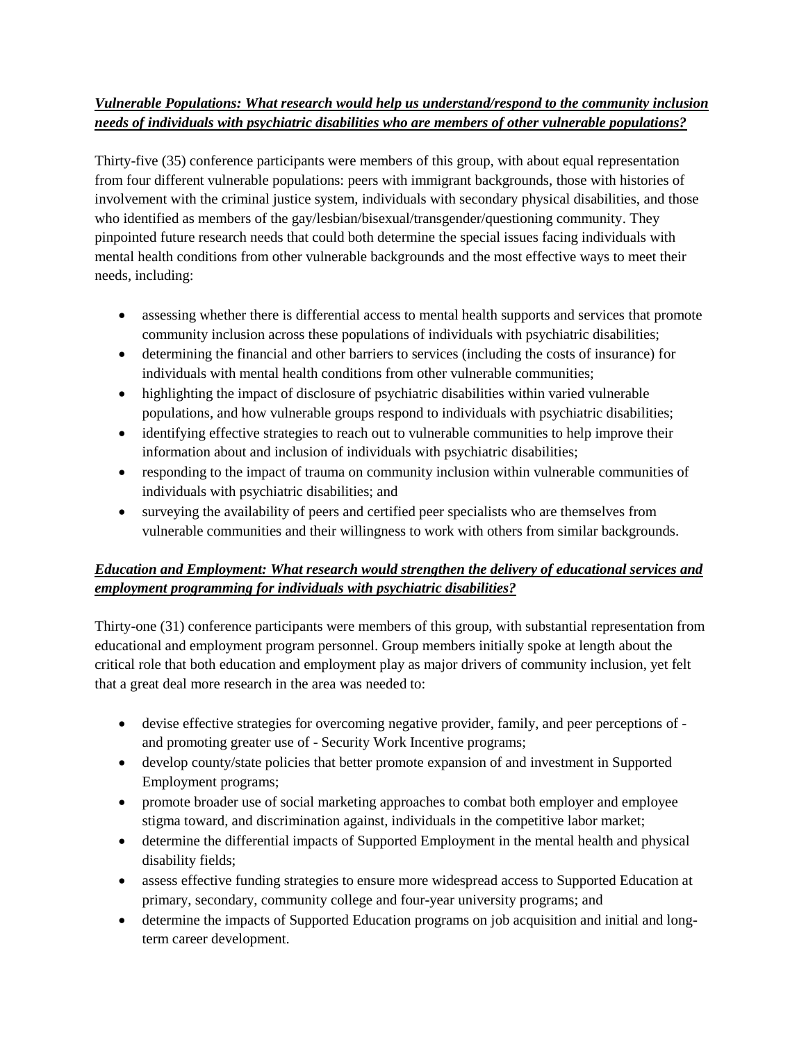***Vulnerable Populations: What research would help us understand/respond to the community inclusion needs of individuals with psychiatric disabilities who are members of other vulnerable populations?***

Thirty-five (35) conference participants were members of this group, with about equal representation from four different vulnerable populations: peers with immigrant backgrounds, those with histories of involvement with the criminal justice system, individuals with secondary physical disabilities, and those who identified as members of the gay/lesbian/bisexual/transgender/questioning community. They pinpointed future research needs that could both determine the special issues facing individuals with mental health conditions from other vulnerable backgrounds and the most effective ways to meet their needs, including:

- assessing whether there is differential access to mental health supports and services that promote community inclusion across these populations of individuals with psychiatric disabilities;
- determining the financial and other barriers to services (including the costs of insurance) for individuals with mental health conditions from other vulnerable communities;
- highlighting the impact of disclosure of psychiatric disabilities within varied vulnerable populations, and how vulnerable groups respond to individuals with psychiatric disabilities;
- identifying effective strategies to reach out to vulnerable communities to help improve their information about and inclusion of individuals with psychiatric disabilities;
- responding to the impact of trauma on community inclusion within vulnerable communities of individuals with psychiatric disabilities; and
- surveying the availability of peers and certified peer specialists who are themselves from vulnerable communities and their willingness to work with others from similar backgrounds.

***Education and Employment: What research would strengthen the delivery of educational services and employment programming for individuals with psychiatric disabilities?***

Thirty-one (31) conference participants were members of this group, with substantial representation from educational and employment program personnel. Group members initially spoke at length about the critical role that both education and employment play as major drivers of community inclusion, yet felt that a great deal more research in the area was needed to:

- devise effective strategies for overcoming negative provider, family, and peer perceptions of - and promoting greater use of - Security Work Incentive programs;
- develop county/state policies that better promote expansion of and investment in Supported Employment programs;
- promote broader use of social marketing approaches to combat both employer and employee stigma toward, and discrimination against, individuals in the competitive labor market;
- determine the differential impacts of Supported Employment in the mental health and physical disability fields;
- assess effective funding strategies to ensure more widespread access to Supported Education at primary, secondary, community college and four-year university programs; and
- determine the impacts of Supported Education programs on job acquisition and initial and long-term career development.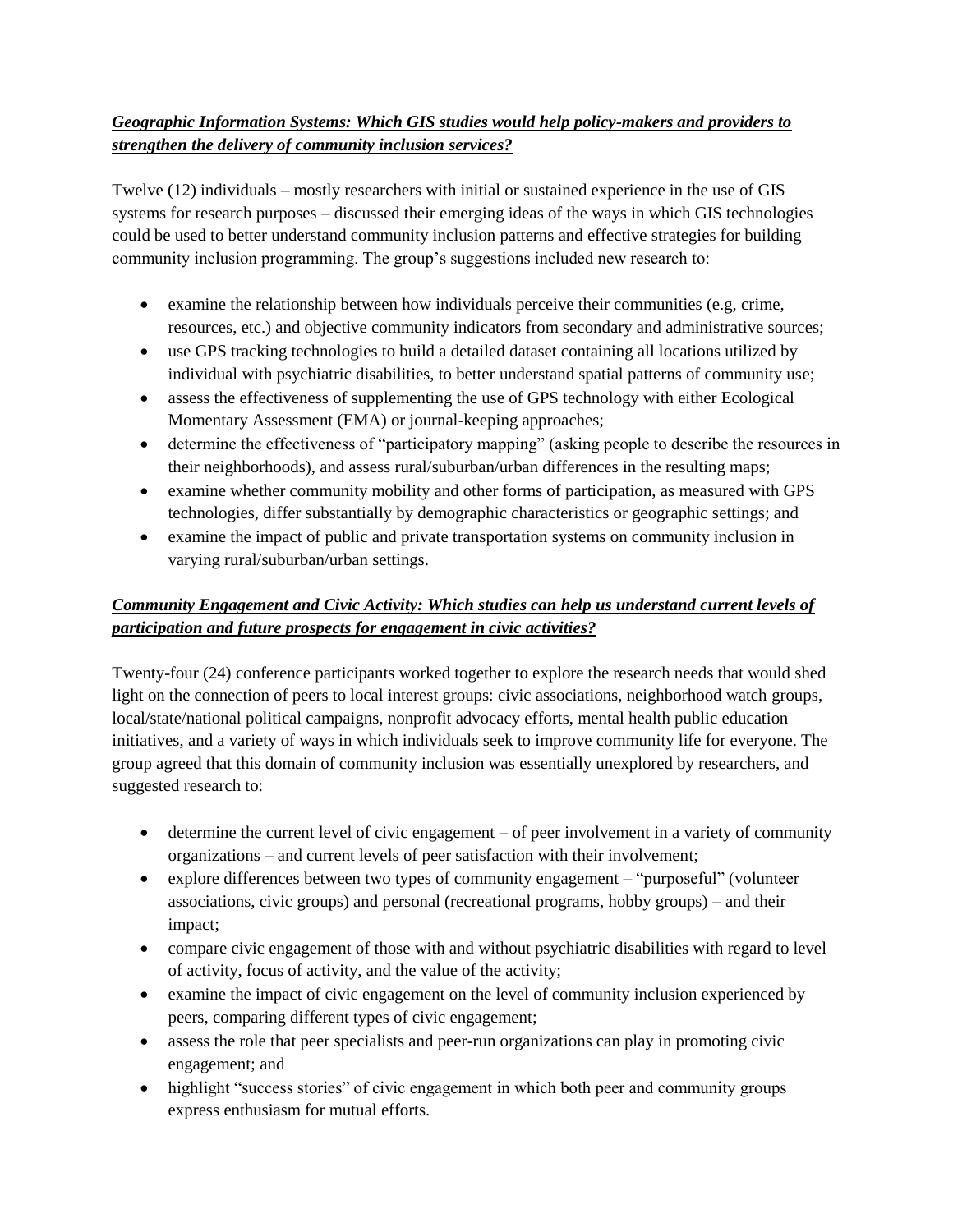***Geographic Information Systems: Which GIS studies would help policy-makers and providers to strengthen the delivery of community inclusion services?***

Twelve (12) individuals – mostly researchers with initial or sustained experience in the use of GIS systems for research purposes – discussed their emerging ideas of the ways in which GIS technologies could be used to better understand community inclusion patterns and effective strategies for building community inclusion programming. The group's suggestions included new research to:

- examine the relationship between how individuals perceive their communities (e.g, crime, resources, etc.) and objective community indicators from secondary and administrative sources;
- use GPS tracking technologies to build a detailed dataset containing all locations utilized by individual with psychiatric disabilities, to better understand spatial patterns of community use;
- assess the effectiveness of supplementing the use of GPS technology with either Ecological Momentary Assessment (EMA) or journal-keeping approaches;
- determine the effectiveness of "participatory mapping" (asking people to describe the resources in their neighborhoods), and assess rural/suburban/urban differences in the resulting maps;
- examine whether community mobility and other forms of participation, as measured with GPS technologies, differ substantially by demographic characteristics or geographic settings; and
- examine the impact of public and private transportation systems on community inclusion in varying rural/suburban/urban settings.

***Community Engagement and Civic Activity: Which studies can help us understand current levels of participation and future prospects for engagement in civic activities?***

Twenty-four (24) conference participants worked together to explore the research needs that would shed light on the connection of peers to local interest groups: civic associations, neighborhood watch groups, local/state/national political campaigns, nonprofit advocacy efforts, mental health public education initiatives, and a variety of ways in which individuals seek to improve community life for everyone. The group agreed that this domain of community inclusion was essentially unexplored by researchers, and suggested research to:

- determine the current level of civic engagement – of peer involvement in a variety of community organizations – and current levels of peer satisfaction with their involvement;
- explore differences between two types of community engagement – "purposeful" (volunteer associations, civic groups) and personal (recreational programs, hobby groups) – and their impact;
- compare civic engagement of those with and without psychiatric disabilities with regard to level of activity, focus of activity, and the value of the activity;
- examine the impact of civic engagement on the level of community inclusion experienced by peers, comparing different types of civic engagement;
- assess the role that peer specialists and peer-run organizations can play in promoting civic engagement; and
- highlight "success stories" of civic engagement in which both peer and community groups express enthusiasm for mutual efforts.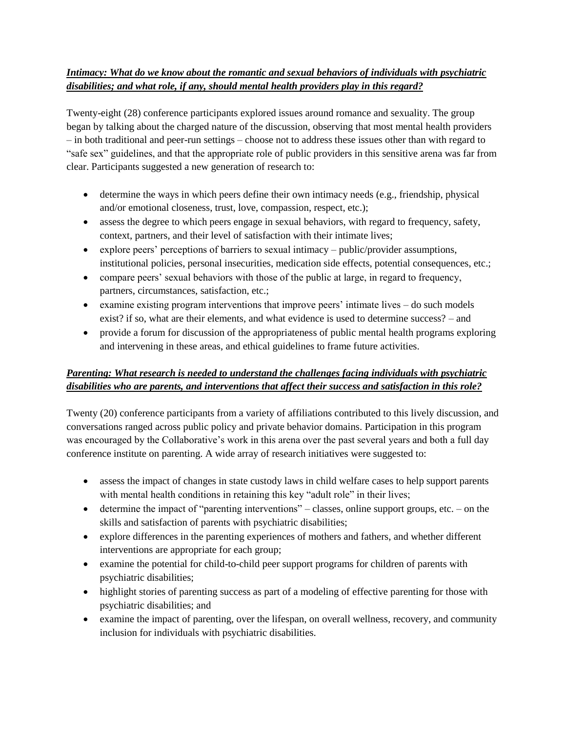***Intimacy: What do we know about the romantic and sexual behaviors of individuals with psychiatric disabilities; and what role, if any, should mental health providers play in this regard?***

Twenty-eight (28) conference participants explored issues around romance and sexuality. The group began by talking about the charged nature of the discussion, observing that most mental health providers – in both traditional and peer-run settings – choose not to address these issues other than with regard to "safe sex" guidelines, and that the appropriate role of public providers in this sensitive arena was far from clear. Participants suggested a new generation of research to:

- determine the ways in which peers define their own intimacy needs (e.g., friendship, physical and/or emotional closeness, trust, love, compassion, respect, etc.);
- assess the degree to which peers engage in sexual behaviors, with regard to frequency, safety, context, partners, and their level of satisfaction with their intimate lives;
- explore peers' perceptions of barriers to sexual intimacy – public/provider assumptions, institutional policies, personal insecurities, medication side effects, potential consequences, etc.;
- compare peers' sexual behaviors with those of the public at large, in regard to frequency, partners, circumstances, satisfaction, etc.;
- examine existing program interventions that improve peers' intimate lives – do such models exist? if so, what are their elements, and what evidence is used to determine success? – and
- provide a forum for discussion of the appropriateness of public mental health programs exploring and intervening in these areas, and ethical guidelines to frame future activities.

***Parenting: What research is needed to understand the challenges facing individuals with psychiatric disabilities who are parents, and interventions that affect their success and satisfaction in this role?***

Twenty (20) conference participants from a variety of affiliations contributed to this lively discussion, and conversations ranged across public policy and private behavior domains. Participation in this program was encouraged by the Collaborative's work in this arena over the past several years and both a full day conference institute on parenting. A wide array of research initiatives were suggested to:

- assess the impact of changes in state custody laws in child welfare cases to help support parents with mental health conditions in retaining this key "adult role" in their lives;
- determine the impact of "parenting interventions" – classes, online support groups, etc. – on the skills and satisfaction of parents with psychiatric disabilities;
- explore differences in the parenting experiences of mothers and fathers, and whether different interventions are appropriate for each group;
- examine the potential for child-to-child peer support programs for children of parents with psychiatric disabilities;
- highlight stories of parenting success as part of a modeling of effective parenting for those with psychiatric disabilities; and
- examine the impact of parenting, over the lifespan, on overall wellness, recovery, and community inclusion for individuals with psychiatric disabilities.